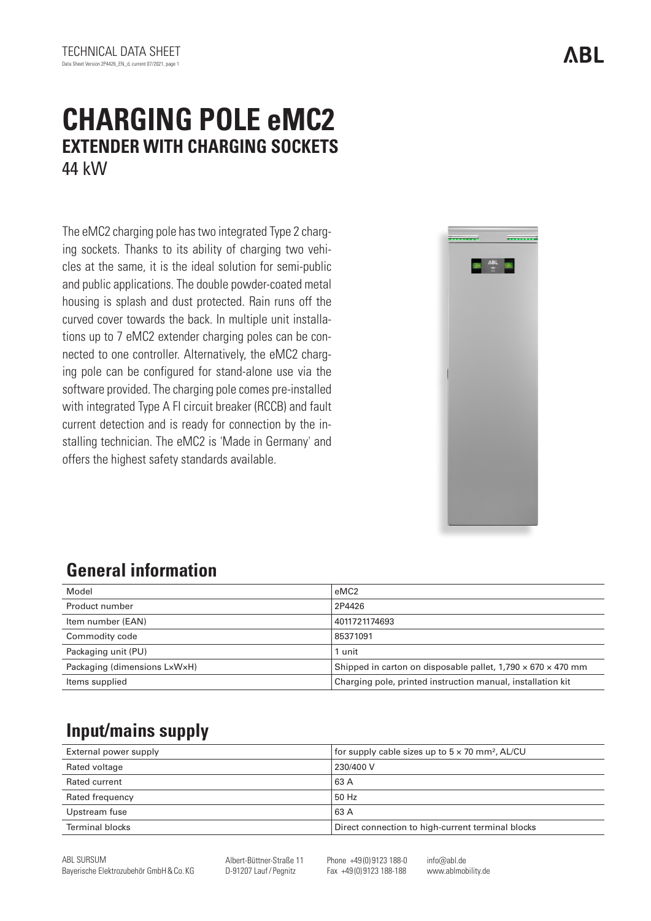TECHNICAL DATA SHEET
Data Sheet Version 2P4426_EN_d, current 07/2021, page 1

# CHARGING POLE eMC2
## EXTENDER WITH CHARGING SOCKETS
44 kW

The eMC2 charging pole has two integrated Type 2 charging sockets. Thanks to its ability of charging two vehicles at the same, it is the ideal solution for semi-public and public applications. The double powder-coated metal housing is splash and dust protected. Rain runs off the curved cover towards the back. In multiple unit installations up to 7 eMC2 extender charging poles can be connected to one controller. Alternatively, the eMC2 charging pole can be configured for stand-alone use via the software provided. The charging pole comes pre-installed with integrated Type A FI circuit breaker (RCCB) and fault current detection and is ready for connection by the installing technician. The eMC2 is 'Made in Germany' and offers the highest safety standards available.

## General information

| Model | eMC2 |
|---|---|
| Product number | 2P4426 |
| Item number (EAN) | 4011721174693 |
| Commodity code | 85371091 |
| Packaging unit (PU) | 1 unit |
| Packaging (dimensions L×W×H) | Shipped in carton on disposable pallet, 1,790 × 670 × 470 mm |
| Items supplied | Charging pole, printed instruction manual, installation kit |

## Input/mains supply

| External power supply | for supply cable sizes up to 5 × 70 mm², AL/CU |
|---|---|
| Rated voltage | 230/400 V |
| Rated current | 63 A |
| Rated frequency | 50 Hz |
| Upstream fuse | 63 A |
| Terminal blocks | Direct connection to high-current terminal blocks |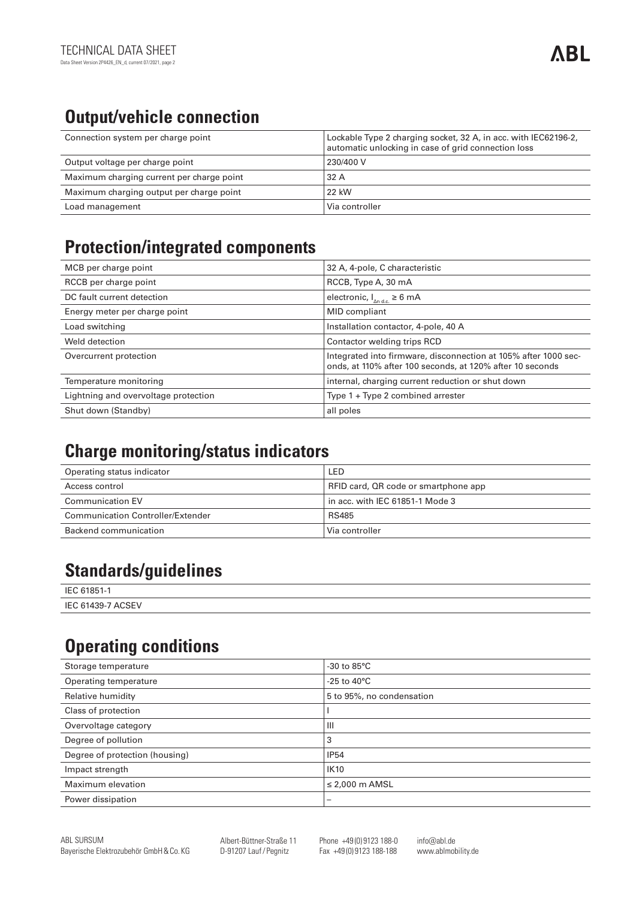## Output/vehicle connection

| | |
|---|---|
| Connection system per charge point | Lockable Type 2 charging socket, 32 A, in acc. with IEC62196-2, automatic unlocking in case of grid connection loss |
| Output voltage per charge point | 230/400 V |
| Maximum charging current per charge point | 32 A |
| Maximum charging output per charge point | 22 kW |
| Load management | Via controller |

## Protection/integrated components

| | |
|---|---|
| MCB per charge point | 32 A, 4-pole, C characteristic |
| RCCB per charge point | RCCB, Type A, 30 mA |
| DC fault current detection | electronic, $I_{\Delta n\ d.c.} \geq 6$ mA |
| Energy meter per charge point | MID compliant |
| Load switching | Installation contactor, 4-pole, 40 A |
| Weld detection | Contactor welding trips RCD |
| Overcurrent protection | Integrated into firmware, disconnection at 105% after 1000 seconds, at 110% after 100 seconds, at 120% after 10 seconds |
| Temperature monitoring | internal, charging current reduction or shut down |
| Lightning and overvoltage protection | Type 1 + Type 2 combined arrester |
| Shut down (Standby) | all poles |

## Charge monitoring/status indicators

| | |
|---|---|
| Operating status indicator | LED |
| Access control | RFID card, QR code or smartphone app |
| Communication EV | in acc. with IEC 61851-1 Mode 3 |
| Communication Controller/Extender | RS485 |
| Backend communication | Via controller |

## Standards/guidelines

IEC 61851-1

IEC 61439-7 ACSEV

## Operating conditions

| | |
|---|---|
| Storage temperature | -30 to 85°C |
| Operating temperature | -25 to 40°C |
| Relative humidity | 5 to 95%, no condensation |
| Class of protection | I |
| Overvoltage category | III |
| Degree of pollution | 3 |
| Degree of protection (housing) | IP54 |
| Impact strength | IK10 |
| Maximum elevation | ≤ 2,000 m AMSL |
| Power dissipation | – |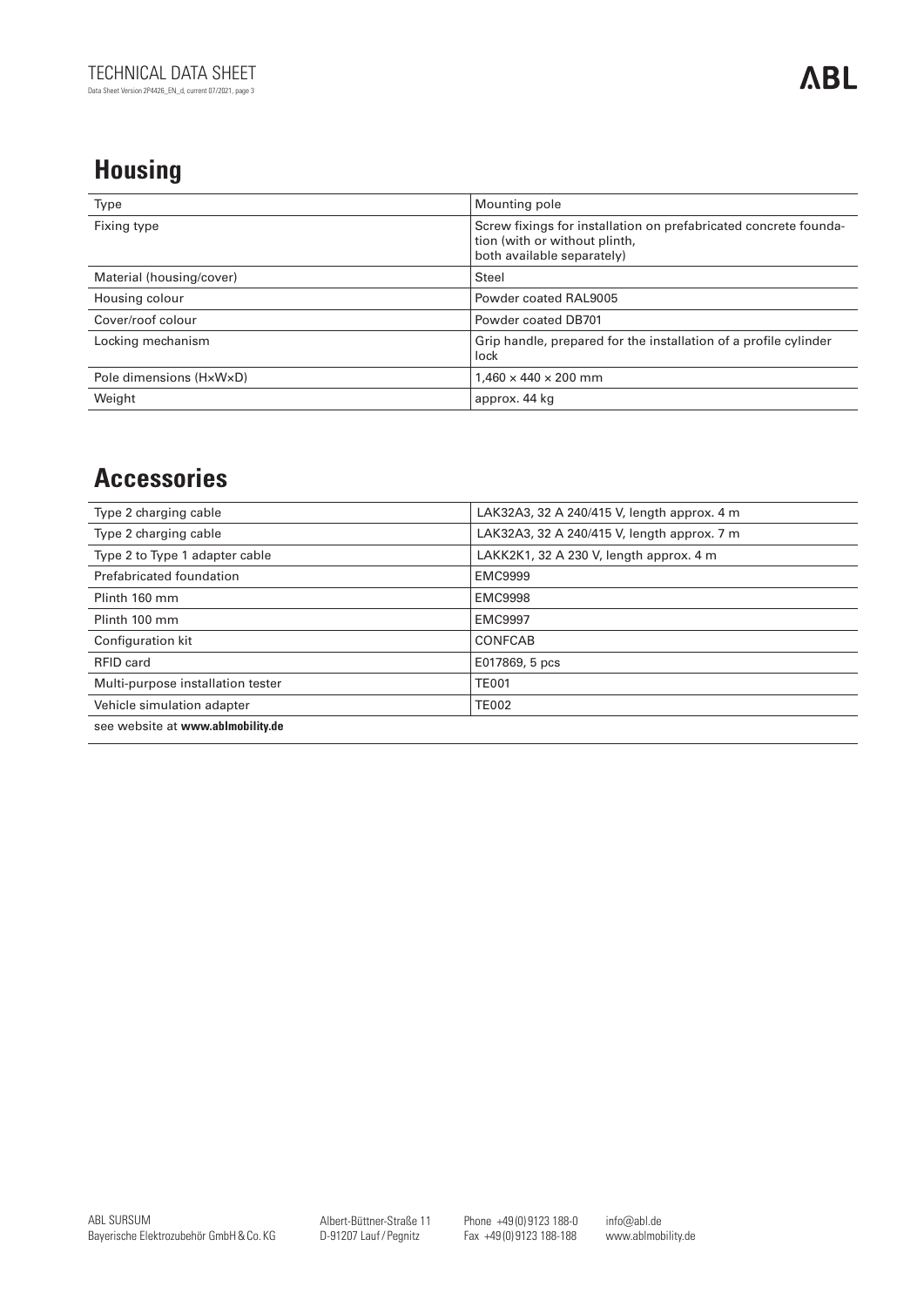## Housing

| | |
|---|---|
| Type | Mounting pole |
| Fixing type | Screw fixings for installation on prefabricated concrete foundation (with or without plinth, both available separately) |
| Material (housing/cover) | Steel |
| Housing colour | Powder coated RAL9005 |
| Cover/roof colour | Powder coated DB701 |
| Locking mechanism | Grip handle, prepared for the installation of a profile cylinder lock |
| Pole dimensions (H×W×D) | 1,460 × 440 × 200 mm |
| Weight | approx. 44 kg |

## Accessories

| | |
|---|---|
| Type 2 charging cable | LAK32A3, 32 A 240/415 V, length approx. 4 m |
| Type 2 charging cable | LAK32A3, 32 A 240/415 V, length approx. 7 m |
| Type 2 to Type 1 adapter cable | LAKK2K1, 32 A 230 V, length approx. 4 m |
| Prefabricated foundation | EMC9999 |
| Plinth 160 mm | EMC9998 |
| Plinth 100 mm | EMC9997 |
| Configuration kit | CONFCAB |
| RFID card | E017869, 5 pcs |
| Multi-purpose installation tester | TE001 |
| Vehicle simulation adapter | TE002 |

see website at **www.ablmobility.de**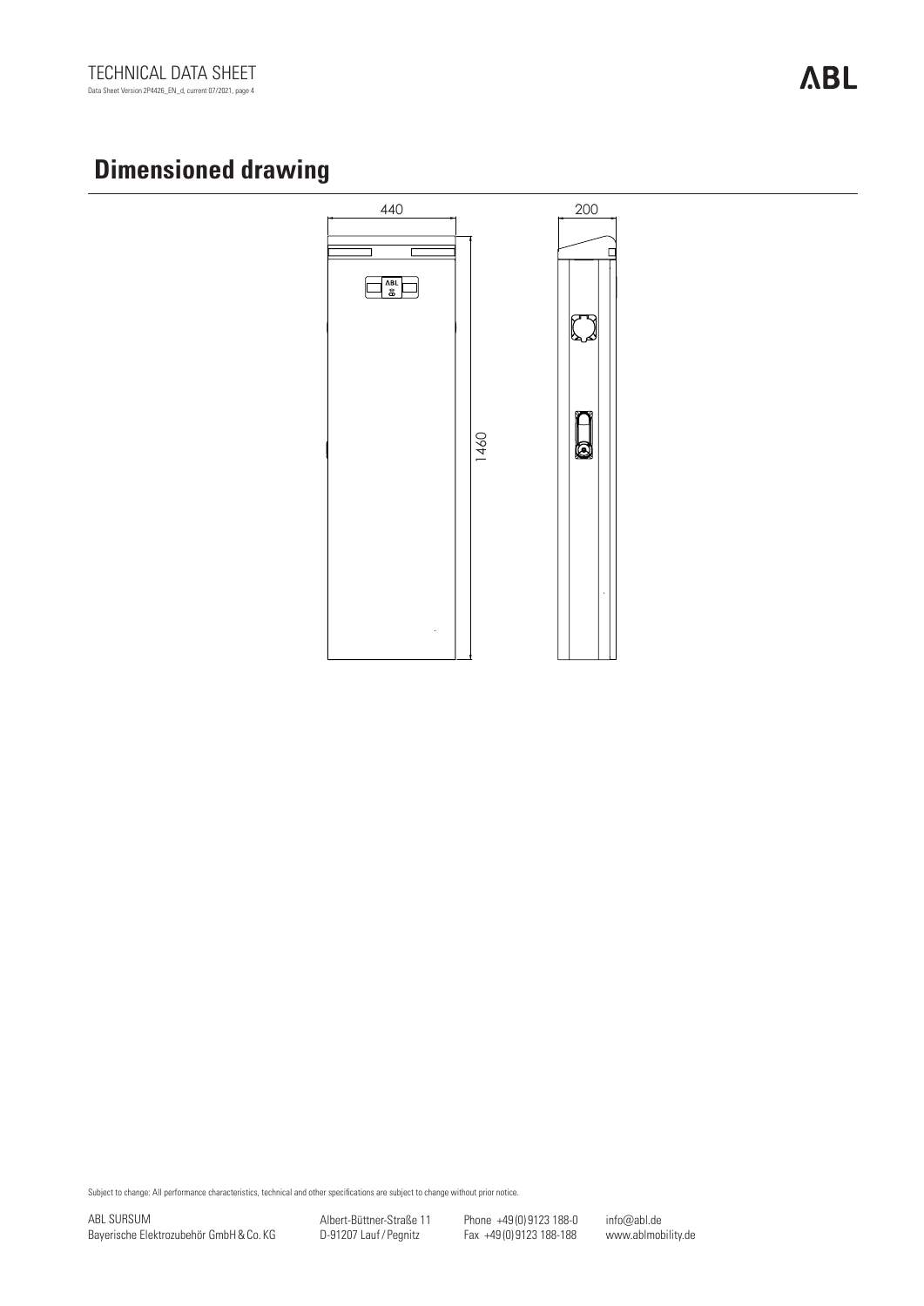# Dimensioned drawing

440

200

1460

Subject to change: All performance characteristics, technical and other specifications are subject to change without prior notice.

ABL SURSUM
Bayerische Elektrozubehör GmbH & Co. KG

Albert-Büttner-Straße 11
D-91207 Lauf / Pegnitz

Phone +49 (0) 9123 188-0
Fax +49 (0) 9123 188-188

info@abl.de
www.ablmobility.de